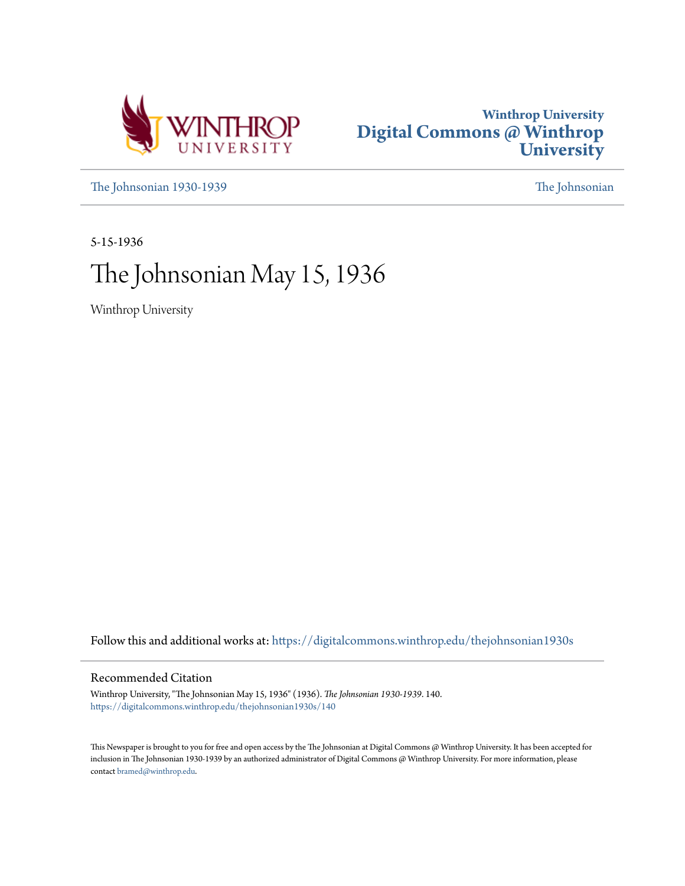Winthrop University
Digital Commons @ Winthrop University

The Johnsonian 1930-1939 | The Johnsonian

5-15-1936

# The Johnsonian May 15, 1936

Winthrop University

Follow this and additional works at: https://digitalcommons.winthrop.edu/thejohnsonian1930s

## Recommended Citation

Winthrop University, "The Johnsonian May 15, 1936" (1936). *The Johnsonian 1930-1939*. 140.
https://digitalcommons.winthrop.edu/thejohnsonian1930s/140

This Newspaper is brought to you for free and open access by the The Johnsonian at Digital Commons @ Winthrop University. It has been accepted for inclusion in The Johnsonian 1930-1939 by an authorized administrator of Digital Commons @ Winthrop University. For more information, please contact bramed@winthrop.edu.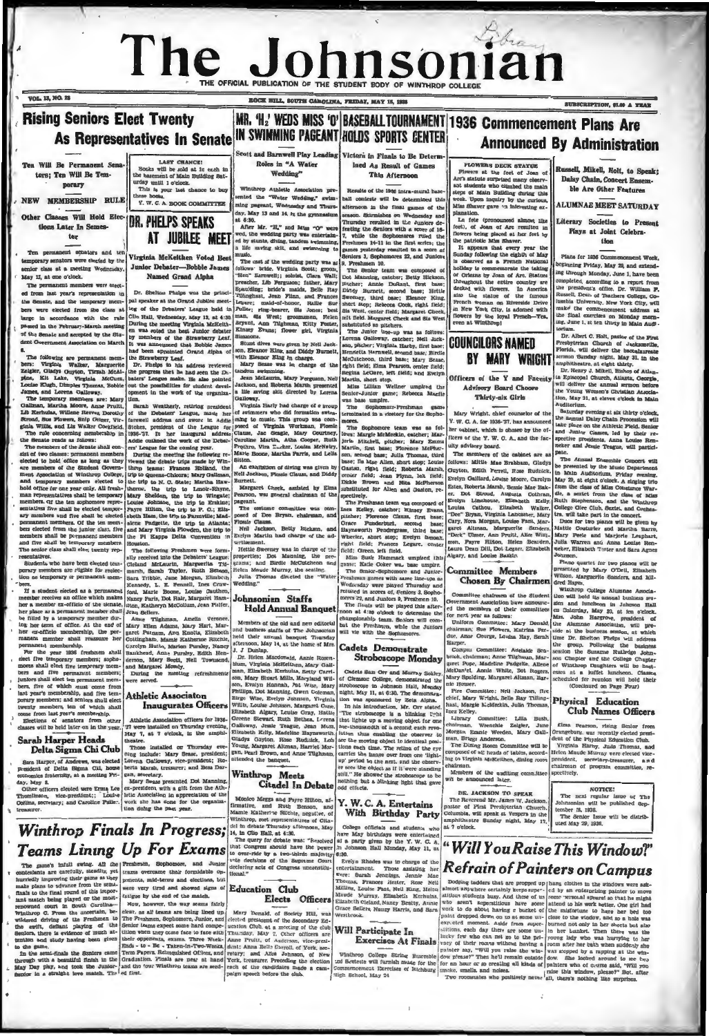# The Johnsonian

THE OFFICIAL PUBLICATION OF THE STUDENT BODY OF WINTHROP COLLEGE

VOL. 13, NO. 28 — ROCK HILL, SOUTH CAROLINA, FRIDAY, MAY 15, 1936 — SUBSCRIPTION, $1.00 A YEAR

## Rising Seniors Elect Twenty As Representatives In Senate

**Ten Will Be Permanent Senators; Ten Will Be Temporary**

**NEW MEMBERSHIP RULE**

**Other Classes Will Hold Elections Later In Semester**

Ten permanent senators and ten temporary senators were elected by the senior class at a meeting Wednesday, May 13, at one o'clock.

The permanent members were elected from last year's representation in the Senate, and the temporary members were elected from the class at large in accordance with the rule passed in the February-March meeting of the Senate and accepted by the Student Government Association on March 6.

The following are permanent members: Virginia Walker, Marguerite Zeigler, Gladys Guyton, Tirzah McAlpine, Kit Lake, Virginia McCown, Louise Klugh, Dimples Thomas, Bobbie James, and Lorena Galloway.

The temporary members are: Mary Gallman, Martha Moore, Anne Pruitt, Lib Kerhulas, Willene Reeves, Dorothy Stroud, Sue Flowers, Snip Geiger, Virginia Willis, and Lib Walker Cockfield.

The rule concerning membership in the Senate reads as follows:

The members of the Senate shall consist of two classes: permanent members elected to hold office as long as they are members of the Student Government Association of Winthrop College, and temporary members elected to hold office for one year only. All freshman representatives shall be temporary members. Of the ten sophomore representatives five shall be elected temporary members and five shall be elected permanent members. Of the ten members elected from the junior class, five members shall be permanent members and five shall be temporary members. The senior class shall elect twenty representatives.

Students who have been elected temporary members are eligible for reelection as temporary or permanent members.

If a student elected as a permanent member receives an office which makes her a member ex-officio of the senate, her place as a permanent member shall be filled by a temporary member during her term of office. At the end of her ex-officio membership, the permanent member shall reassume her permanent membership.

For the year 1936 freshmen shall elect five temporary members; sophomores shall elect five temporary members and five permanent members; juniors shall elect ten permanent members, five of which must come from last year's membership, and five temporary members; and seniors shall elect twenty members, ten of which shall come from last year's membership.

Elections of senators from other classes will be held later in the year.

### Sarah Harper Heads Delta Sigma Chi Club

Sara Harper, of Andrews, was elected president of Delta Sigma Chi, home economics fraternity, at a meeting Friday, May 8.

Other officers elected were Erma Lee Thomlinson, vice-president; Louise Collins, secretary; and Caroline Fuller, treasurer.

**LAST CHANCE!**

Books will be sold at 1c each in the basement of Main Building Saturday until 1 o'clock.

This is your last chance to buy these books.

Y. W. C. A. BOOK COMMITTEE

## DR. PHELPS SPEAKS AT JUBILEE MEET

**Virginia McKeithen Voted Best Junior Debater—Bobbie James Named Grand Alpha**

Dr. Shelton Phelps was the principal speaker at the Grand Jubilee meeting of the Debaters' League held in Clio Hall, Wednesday, May 13, at 4:30. During the meeting Virginia McKeithen was voted the best junior debater by members of the Strawberry Leaf. It was announced that Bobbie James had been appointed Grand Alpha of the Strawberry Leaf.

Dr. Phelps in his address reviewed the progress that he had seen the Debaters' League make. He also pointed out the possibilities for student development in the work of the organization.

Sarah Weatherly, retiring president of the Debaters' League, made her farewell address and swore in Addie Stokes, president of the League for 1936-'37. In her inaugural address Addie outlined the work of the Debaters' League for the coming year.

During the meeting the following reviewed the debate trips made by Winthrop teams: Frances Holland, the trip to Queens-Chicora; Mary Gallman, the trip to N. C. State; Martha Hawthorne, the trip to Lenoir-Rhyne, Mary Sheldon, the trip to Wingate; Louise Johnson, the trip to Erskine; Fayre Hilton, the trip to F. C.; Elizabeth Hane, the trip to Farmville; Madeline Padgette, the trip to Atlanta; and Mary Virginia Plowden, the trip to the Pi Kappa Delta convention in Houston.

The following Freshmen were formally received into the Debaters' League: Cleland McLaurin, Marguerita Tidmarsh, Sarah Taylor, Ruth Benson, Sara Tribble, Jane Morgan, Elizabeth Kennedy, L. E. Fennell, Inez Crawford, Marie Boone, Louise Gauthen, Nancy Faris, Dot Blair, Margaret Hamilton, Katherin McCollum, Jean Poller, Jean Sellers.

Anne Tilghman, Amelia Veronee, Mary Ellen Adams, Mary Hart, Margaret Putnam, Ann Knotts, Elizabeth Cottingham, Mamie Katherine Ritchie, Carolyn Burke, Marion Pursley, Nancy Bankhead, Anne Pursley, Edith Henderson, Mary Scott, Nell Townsend, and Margaret Mosely.

During the meeting refreshments were served.

### Athletic Association Inaugurates Officers

Athletic Association officers for 1936-'37 were installed on Thursday evening, May 7, at 7 o'clock, in the amphitheatre.

Those installed on Thursday evening include: Mary Sease, president; Lorena Galloway, vice-president; Roberta Marsh, treasurer; and Bess Dargan, secretary.

Mary Sease presented Dot Manning, ex-president, with a gift from the Athletic Association in appreciation of the work she has done for the organization during the past year.

## MR. 'H2' WEDS MISS 'O' IN SWIMMING PAGEANT

**Scott and Barnwell Play Leading Roles in "A Water Wedding"**

Winthrop Athletic Association presented the "Water Wedding" swimming pageant, Wednesday and Thursday, May 13 and 14, in the gymnasium at 6:30.

After Mr. "H2" and Miss "O" were wed, the wedding party was entertained by stunts, diving, tandem swimming, a life saving skit, and swimming to music.

The cast of the wedding party was as follows: bride, Virginia Scott; groom, "Hen" Barnwell; soloist, Clara Wall; preacher, Lib Ferguson; father, Mary Spaulding; bride's maids, Belle Ray Tillinghast, Jean Flinn, and Frances Lepare; maid-of-honor, Hallie Sue Tollie; ring-bearer, Sis Jones; best man, Sis West; groomsmen, Helen Bryant, Ann Tilghman, Kitty Foster, Kinney Evans; flower girl, Virginia Simmons.

Stunt dives were given by Nell Jackson, Eleanor King, and Diddy Burnett, with Eleanor King in charge.

Mary Sease was in charge of the tandem swimming.

Jean McLaurin, Mary Ferguson, Nell Jackson, and Roberta Marsh presented a life saving skit directed by Lorena Galloway.

Virginia Early had charge of a group of swimmers who did formation swimming to music. This group was composed of Virginia Workman, Flossie Clauss, Jan Gargle, Mary Courtney, Caroline Martin, Atha Cooper, Ruth Prothro, Vira Tucker, Louise McNairy, Marie Boone, Martha Farris, and Lella Sitton.

An exhibition of diving was given by Nell Jackson, Flossie Clauss, and Diddy Burnett.

Margaret Cheek, assisted by Elma Pearson, was general chairman of the pageant.

The costume committee was composed of Dee Bryan, chairman, and Flossie Clauss.

Nell Jackson, Betty Hickson, and Evelyn Martin had charge of the advertisement.

Hettie Sweeney was in charge of the properties; Dot Manning, the programs; and Birdie McCutcheon and Helen Maude Murray, the seating.

Julia Thomas directed the "Water Wedding."

### Johnsonian Staffs Hold Annual Banquet

Members of the old and new editorial and business staffs of The Johnsonian held their annual banquet Thursday afternoon, May 14, at the home of Mrs. J. J. Dunlap.

Dr. Helen Macdonald, Annie Rosenblum, Virginia McKeithen, Mary Gallman, Elizabeth Kerhulas, Betty Carrison, Mary Stuart Mills, Maryland Wilson, Evelyn Hannah, Pat Wise, Mary Phillips, Dot Manning, Gwen Coleman, Birge Wise, Evelyn Johnson, Virginia Willis, Louise Johnson, Margaret Cone, Elizabeth Algary, Louise Gray, Hattie Greene Stewart, Ruth Bethea, Lorena Galloway, Jessie Teague, Jean Moss, Elizabeth Kelly, Madeline Haynsworth, Gladys Guyton, Rose Rudnick, Lois Young, Margaret Altman, Harriet Morgan, Pearl Brown, and Anne Tilghman, attended the banquet.

### Winthrop Meets Citadel In Debate

Monico Meggs and Fayre Hilton, affirmative, and Ruth Benson, and Mamie Katherine Ritchie, negative, of Winthrop, met representatives of Citadel in debate Thursday afternoon, May 14, in Clio Hall, at 4:30.

The query for debate was: "Resolved that Congress should have the power to over-ride by a two-thirds majority vote decisions of the Supreme Court declaring acts of Congress unconstitutional."

### Education Club Elects Officers

Mary Donald, of Society Hill, was elected president of the Secondary Education Club at a meeting of the club Thursday, May 7. Other officers are Anne Pruitt, of Anderson, vice-president; Anna Belle Carroll, of York, secretary; and Alice Johnson, of New York, treasurer. Preceding the election each of the candidates made a campaign speech before the club.

## BASEBALL TOURNAMENT HOLDS SPORTS CENTER

**Victors in Finals to Be Determined As Result of Games This Afternoon**

Results of the 1936 intra-mural baseball contests will be determined this afternoon in the final games of the season. Skirmishes on Wednesday and Thursday resulted in the Juniors defeating the Seniors with a score of 16-7, while the Sophomores ruled the Freshmen 14-11 in the first series; the games yesterday resulted in a score of Seniors 3, Sophomores 22, and Juniors 9, Freshmen 10.

The Senior team was composed of Dot Manning, catcher; Betty Hickson, pitcher; Annie DuRant, first base; Diddy Burnett, second base; Hettie Sweeney, third base; Eleanor King, short stop; Rebecca Cook, right field; Sis West, center field; Margaret Cheek, left field. Margaret Cheek and Sis West substituted as pitchers.

The Junior line-up was as follows: Lorena Galloway, catcher; Nell Jackson, pitcher; Virginia Harby, first base; Henrietta Barnwell, second base; Birdie McCutcheon, third base; Mary Sease, right field; Elma Pearson, center field; Regina LeGare, left field; and Evelyn Martin, short stop.

Miss Lillian Wellner umpired the Senior-Junior game; Rebecca Marsh was base umpire.

The Sophomore-Freshman game terminated in a victory for the Sophomores.

The Sophomore team was as follows: Margie McMeekin, catcher; Marjorie Mitchell, pitcher; Mary Emma Martin, first base; Florence McPherson, second base; Julia Thomas, third base; Ila Mae Allen, short stop; Louise Gaston, right field; Roberta Marsh, center field; Jean Flynn, left field; Dickie Brown and Ella McPherson substituted for Allen and Gaston, respectively.

The Freshman team was composed of Ines Kelley, catcher; Kinney Evans, pitcher; Florence Clauss, first base; Grace Funderburk, second base; Haynsworth Prodergrass, third base; Wheeler, short stop; Evelyn Benson, right field; Frances Legare, center field; Guess, left field.

Miss Ruth Hammock umpired this game; Katie Coker was base umpire.

The Senior-Sophomore and Junior-Freshman games with same line-ups as Wednesday were played Thursday and resulted in scores of, Seniors 3, Sophomores 22, and Juniors 9, Freshmen 10.

The finals will be played this afternoon at 4:30 o'clock to determine the championship team. Seniors will combat the Freshmen, while the Juniors will vie with the Sophomores.

### Cadets Demonstrate Stroboscope Monday

Cadets Sam Orr and Murray Sokley, of Clemson College, demonstrated the stroboscope in Johnson Hall, Monday night, May 11, at 6:30. The demonstration was sponsored by Zeta Alpha.

In his introduction, Mr. Orr stated, "The stroboscope is a blinking light that lights up a moving object for one one-thousandth of a second each revolution thus enabling the observer to see the moving object in identical positions each time. The retina of the eye carries the image over from one 'lighting' period to the next, and the observer sees the object as if it were standing still." He showed the stroboscope to be nothing but a blinking light that gave odd effects.

### Y. W. C. A. Entertains With Birthday Party

College officials and students who have May birthdays were entertained at a party given by the Y. W. C. A. in Johnson Hall Monday, May 11, at 6:30.

Evelyn Rhodes was in charge of the entertainment. Those assisting her were: Sarah Jennings, Jennie Mae Thomas, Frances Hester, Rose Nell Milling, Louise Pant, Nell King, Helen Maude Murray, Elizabeth Kerhulas, Elizabeth Cleland, Nancy Beatty, Annie Alice Sellers, Nancy Harris, and Sara Westbrook.

### Will Participate In Exercises At Finals

Winthrop College String Ensemble and Sextette will furnish music for the Commencement Exercises of Richburg High School, May 24.

## 1936 Commencement Plans Are Announced By Administration

**Russell, Mikell, Holt, to Speak; Daisy Chain, Concert Ensemble Are Other Features**

**ALUMNAE MEET SATURDAY**

**Literary Societies to Present Plays at Joint Celebration**

Plans for 1936 Commencement Week, beginning Friday, May 29, and extending through Monday, June 1, have been completed, according to a report from the president's office. Dr. William F. Russell, Dean of Teachers College, Columbia University, New York City, will make the commencement address at the final exercises Monday morning, June 1, at ten thirty in Main Auditorium.

Dr. Albert C. Holt, pastor of the First Presbyterian Church of Jacksonville, Florida, will deliver the baccalaureate sermon Sunday night, May 31, in the amphitheatre, at eight thirty.

Dr. Henry J. Mikell, Bishop of Atlanta Episcopal Church, Atlanta, Georgia, will deliver the annual sermon before the Young Women's Christian Association, May 31, at eleven o'clock in Main Auditorium.

Saturday evening at six thirty o'clock, the annual Daisy Chain Procession will take place on the Athletic Field. Senior and Junior Classes, led by their respective presidents, Anna Louise Renneker and Jessie Teague, will participate.

The Annual Ensemble Concert will be presented by the Music Department in Main Auditorium, Friday evening, May 29, at eight o'clock. A singing trio from the class of Miss Constance Warder, a sextet from the class of Miss Ruth Stephenson, and the Winthrop College Glee Club, Sextet, and Orchestra, will take part in the concert.

Duos for two pianos will be given by Mattie Couturier and Martha Barre, Mary Peele and Marjorie Leaphart, Julia Warren and Anna Louise Renneker, Elizabeth Tester and Sara Agnes Johnson.

Piano quartet for two pianos will be presented by Mary O'Dell, Elizabeth Wilson, Marguerite Sanders, and Mildred Hayes.

Winthrop College Alumnae Association will hold its annual business session and luncheon in Johnson Hall on Saturday, May 30, at ten o'clock. Mrs. John Hargrove, president of the Alumnae Association, will preside at the business session, at which time Dr. Shelton Phelps will address the group. Following the business session the Suzanne Rutledge Johnson Chapter and the College Chapter of Winthrop Daughters will be hostesses at a buffet luncheon. Classes scheduled for reunion will hold their

(Continued on Page Four)

**FLOWERS DECK STATUE**

Flowers at the feet of Joan of Arc's statue surprised many observant students who climbed the main steps of Main Building during this week. Upon inquiry by the curious, Miss Shaver gave an interesting explanation.

La fete (pronounced almost like feet), of Joan of Arc resulted in flowers being placed at her feet by the patriotic Miss Shaver.

It appears that every year the Sunday following the eighth of May is observed as a French National holiday to commemorate the taking of Orleans by Joan of Arc. Statues throughout the entire country are decked with flowers. In America also the statue of the famous French woman on Riverside Drive in New York City, is adorned with flowers by the loyal French—Yes, even at Winthrop!

## COUNCILORS NAMED BY MARY WRIGHT

**Officers of the Y and Faculty Advisory Board Choose Thirty-six Girls**

Mary Wright, chief counselor of the Y. W. C. A. for 1936-'37, has announced her cabinet, which is chosen by the officers of the Y. W. C. A., and the faculty advisory board.

The members of the cabinet are as follows: Millie Mae Brabham, Gladys Guyton, Edith Ferrell, Rose Rudnick, Evelyn Galliard, Louise Moore, Carolyn Estes, Roberta Marsh, Bessie Mae Baker, Dot Stroud, Augusta Cothran, Evelyn Limehouse, Elizabeth Kelly, Louise Cathou, Elizabeth Walker, "Dee" Bryan, Virginia Lancaster, Mary Cary, Nora Morgan, Louise Pant, Margaret Altman, Marguerite Sanders, "Deck" Ulmer, Ann Pruitt, Alice Williamson, Fayre Hilton, Helen Scarden, Laura Dean Dill, Dot Leggett, Elizabeth Algary, and Louise Baskin.

### Committee Members Chosen By Chairmen

Committee chairmen of the Student Government Association have announced the members of their committees for next year as follows:

Uniform Committee: Mary Donald, chairman; Sue Flowers, Katrina Fender, Amy George, Louise Hay, Sarah Harper.

Campus Committee: Adelaide Seabrook, chairman; Anne Tilghman, Margaret Pope, Madeline Padgette, Alleen McDaniel, Annie White, Dot Rogers, Mary Spalding, Margaret Altman, Barbie Homer.

Fire Committee: Nell Jackson, fire chief; Mary Wright, Belle Ray Tillinghast, Margie McMeekin, Julia Thomas, Inez Kelley.

Library Committee: Lilla Bush, chairman, Wenchie Zeigler, Jane Morgan, Elsanie Weeden, Mary Gallman, Briggs Anderson.

The Dining Room Committee will be composed of all heads of tables, according to Virginia McKeithen, dining room chairman.

Members of the auditing committee will be announced later.

**DR. JACKSON TO SPEAK**

The Reverend Mr. James W. Jackson, pastor of First Presbyterian Church, Columbia, will speak at Vespers in the amphitheatre Sunday night, May 17, at 7 o'clock.

### Physical Education Club Names Officers

Elma Pearson, rising Senior from Orangeburg, was recently elected president of the Physical Education Club.

Virginia Harby, Julia Thomas, and Helen Maude Murray were elected vice-president, secretary-treasurer, and chairman of program committee, respectively.

**NOTICE!**

The next regular issue of The Johnsonian will be published September 25, 1936.

The Senior Issue will be distributed May 29, 1936.

## *Winthrop Finals In Progress; Teams Lining Up For Exams*

The game's in full swing. All the contestants are carefully, steadily, yet hurriedly improving their game as they make plans to advance from the semifinals to the final round of this important match being played on the most-renowned court in South Carolina—Winthrop C. From the uncertain, bewildered driving of the Freshmen to the swift, defiant playing of the Seniors, there is evidence of much attention and study having been given to the game.

In the semi-finals the Seniors came through with a beautiful finish in the May Day play, and took the Junior-Senior in a straight love match. The Freshman, Sophomore, and Junior teams overcame their formidable opponents, mid-terms and elections, but were very tired and showed signs of fatigue by the end of the match.

Now, however, the way seems fairly clear, as all teams are being lined up. The Freshman, Sophomore, Junior, and Senior teams expect some hard competition when they come face to face with their opponents, exams. Three Weak-Ends - to - Be - Taken-in-Two-Weeks, Term Papers, Relinquished Offices, and Graduation. Finals are near at hand and the four Winthrop teams are ed first.

## *"Will You Raise This Window?" Refrain of Painters on Campus*

Dodging ladders that are propped up almost anywhere certainly keeps superstitious students busy. And those of us who aren't superstitious have some work to do about having a bucket of paint dropped down on us at some unexpected moment. Aside from superstitions, each day there are some unlucky few who can not go to the privacy of their rooms without having a painter say, "Will you raise the window please?" Then he'll remain outside for an hour or so creating all kinds of smoke, smells, and noises.

Two roommates who positively never hang clothes in the windows were asked by an enterprising painter to move some personal apparel so that he might attend to his work better. One girl had the misfortune to have her bed too close to the window, and so a hole was burned not only in her sheets but also in her blanket. Then there was the young lady who was hurrying to her room after her bath when suddenly she was stopped by a rapping at the window. She looked around to see two painters who of course said, "Will you raise this window, please?" But, after all, there's nothing like surprises.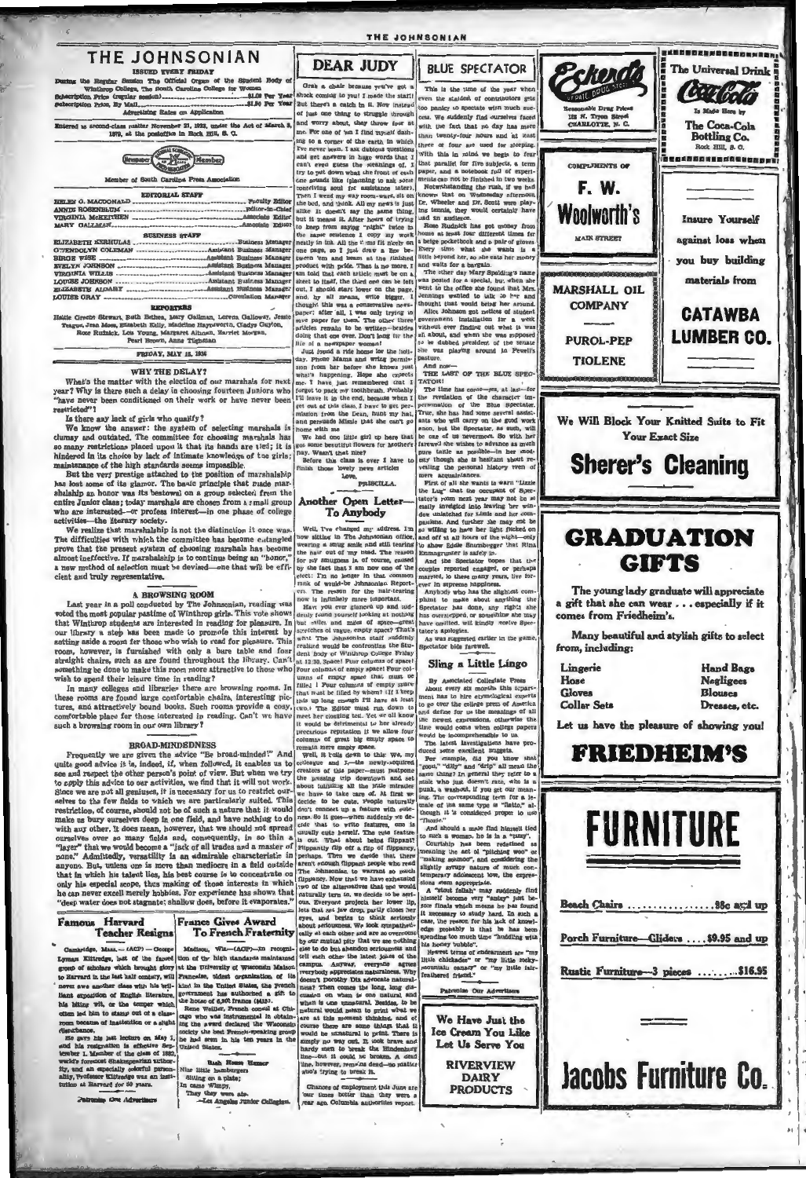# THE JOHNSONIAN

ISSUED EVERY FRIDAY

During the Regular Session The Official Organ of the Student Body of Winthrop College, The South Carolina College for Women

Subscription Price (regular session) .............................. $1.00 Per Year
Subscription Price, By Mail .............................. $1.50 Per Year

Advertising Rates on Application

Entered as second-class matter November 21, 1923, under the Act of March 3, 1879, at the postoffice in Rock Hill, S. C.

Member of South Carolina Press Association

### EDITORIAL STAFF

HELEN O. MACDONALD .............................. Faculty Editor
ANNIE ROSENBLUM .............................. Editor-in-Chief
VIRGINIA McKEITHEN .............................. Associate Editor
MARY GALLMAN .............................. Associate Editor

### BUSINESS STAFF

ELIZABETH KERHULAS .............................. Business Manager
GWENDOLYN COLEMAN .............................. Assistant Business Manager
BIRGE WISE .............................. Assistant Business Manager
EVELYN JOHNSON .............................. Assistant Business Manager
VIRGINIA WILLIS .............................. Assistant Business Manager
LOUISE JOHNSON .............................. Assistant Business Manager
ELIZABETH ALGARY .............................. Assistant Business Manager
LOUISE GRAY .............................. Circulation Manager

### REPORTERS

Hattie Greene Stewart, Ruth Bethea, Mary Gallman, Lorena Galloway, Jessie Teague, Jean Moss, Elizabeth Kelly, Madeline Haynsworth, Gladys Guyton, Rose Rudnick, Lois Young, Margaret Altman, Harriet Morgan, Pearl Brown, Anne Tidesignan

FRIDAY, MAY 15, 1936

## WHY THE DELAY?

What's the matter with the election of our marshals for next year? Why is there such a delay in choosing fourteen Juniors who "have never been conditioned on their work or have never been restricted"?

Is there any lack of girls who qualify?

We know the answer: the system of selecting marshals is clumsy and outdated. The committee for choosing marshals has so many restrictions placed upon it that its hands are tied; it is hindered in its choice by lack of intimate knowledge of the girls; maintenance of the high standards seems impossible.

But the very prestige attached to the position of marshalship has lost some of its glamor. The basic principle that made marshalship an honor was its bestowal on a group selected from the entire Junior class; today marshals are chosen from a small group who are interested—or profess interest—in one phase of college activities—the literary society.

We realize that marshalship is not the distinction it once was. The difficulties with which the committee has become entangled prove that the present system of choosing marshals has become almost ineffective. If marshalship is to continue being an "honor," a new method of selection must be devised—one that will be efficient and truly representative.

## A BROWSING ROOM

Last year in a poll conducted by The Johnsonian, reading was voted the most popular pastime of Winthrop girls. This vote shows that Winthrop students are interested in reading for pleasure. In our library a step has been made to promote this interest by setting aside a room for those who wish to read for pleasure. This room, however, is furnished with only a bare table and four straight chairs, such as are found throughout the library. Can't something be done to make this room more attractive to those who wish to spend their leisure time in reading?

In many colleges and libraries there are browsing rooms. In these rooms are found large comfortable chairs, interesting pictures, and attractively bound books. Such rooms provide a cozy, comfortable place for those interested in reading. Can't we have such a browsing room in our own library?

## BROAD-MINDEDNESS

Frequently we are given the advice "Be broad-minded!" And quite good advice it is, indeed, if, when followed, it enables us to see and respect the other person's point of view. But when we try to apply this advice to our activities, we find that it will not work. Since we are not all geniuses, it is necessary for us to restrict ourselves to the few fields to which we are particularly suited. This restriction, of course, should not be of such a nature that it would make us bury ourselves deep in one field, and have nothing to do with any other. It does mean, however, that we should not spread ourselves over so many fields and, consequently, in so thin a "layer" that we would become a "jack of all trades and a master of none." Admittedly, versatility is an admirable characteristic in anyone. But, unless one is more than mediocre in a field outside that in which his talent lies, his best course is to concentrate on only his especial scope, thus making of those interests in which he can never excell merely hobbies. For experience has shown that "deep water does not stagnate; shallow does, before it evaporates."

## Famous Harvard Teacher Resigns

Cambridge, Mass.—(ACP)—George Lyman Kittredge, last of the famed group of scholars which brought glory to Harvard in the last half century, will never see another class with his brilliant exposition of English literature, his biting wit, or the temper which often led him to stamp out of a classroom because of inattention or a slight disturbance.

He gave his last lecture on May 1, and his resignation is effective September 1. Member of the class of 1882, world's foremost Shakespearian authority, and an especially colorful personality, Professor Kittredge was an institution at Harvard for 50 years.

Patronize Our Advertisers

## France Gives Award To French Fraternity

Madison, Wis.—(ACP)—In recognition of the high standards maintained at the University of Wisconsin Maison Francaise, oldest organization of its kind in the United States, the French government has authorized a gift to the house of 6,000 francs ($415).

Rene Weiller, French consul at Chicago who was instrumental in obtaining the award declared the Wisconsin society the best French-speaking group he had seen in his ten years in the United States.

*Rush Hour Hamburger*
Nine little hamburgers
Sitting on a plate;
In came Wimpy,
They they were ate.
—Los Angeles Junior Collegian.

## DEAR JUDY

Grab a chair because you've got a shock coming to you! I made the staff! But there's a catch in it. Now instead of just one thing to struggle through and worry about, they threw four at me. For one of 'em I find myself dashing to a corner of the earth in which I've never been. I ask dubious questions and get answers in huge words that I can't even guess the meanings of. I try to get down what the front of each one sounds like (planning to ask some conniving soul for assistance later). Then I wend my way room-ward, sit on the bed, and think. All my news is just alike. It doesn't say the same thing, but it means it. After hours of trying to keep from saying "right" twice in the same sentence I copy my work neatly in ink. All the items fit nicely on one page, so I just draw a line between 'em and beam at the finished product with pride. That is no more. I am told that each article must be on a sheet to itself, the third one can be left out, I should start lower on the page, and, by all means, write bigger. I thought this was a conservative newspaper; after all, I was only trying to save paper for them. The other three articles remain to be written—besides doing that one over. Don't long for the life of a newspaper woman!

Just found a ride home for the holiday. Phone Mama and write permission from her before she knows just what's happening. Hope she expects me. I have just remembered that I forgot to pack my toothbrush. Probably I'll leave it in the end, because when I get out of this class, I have to get permission from the Dean, hunt my hat, and persuade Minnie that she can't go home with me.

We had two little girl up here that got some beautiful flowers for Mother's Day. Wasn't that nice?

Before this class is over I have to finish those lovely news articles.

Love,

PRISCILLA.

## Another Open Letter—To Anybody

Well, I've changed my address. I'm now sitting in The Johnsonian office, wearing a smug smile and still tearing the hair out of my head. The reason for my smugness is, of course, caused by the fact that I am now one of the elect: I'm no longer in that common rank of would-be Johnsonian Reporters. The reason for the hair-tearing now is infinitely more important.

Have you ever glanced up and suddenly found yourself looking at nothing but miles and miles of space—great stretches of vague, empty space? That's what The Johnsonian staff suddenly realized would be confronting the Student Body of Winthrop College Friday at 12:30. Space! Four columns of space! Four columns of empty space! Four columns of empty space that must be filled! Four columns of empty space that must be filled by whom? (If I keep this up long enough I'll have at least two.) The Editor must run down to meet her coming test. Yet we all know it would be detrimental to her already precarious reputation if we allow four columns of great big empty space to remain mere empty space.

Well, it boils down to this: We, my colleague and I,—the newly-acquired creators of this paper—must postpone the pressing trip downtown and set about fulfilling all the little miracles we have to take care of. At first we decide to be cute. People naturally don't connect up a feature with cuteness. So it goes—when suddenly we decide that to write features, one is simply cute herself. The cute feature is out. What about being flippant? Flippantly flip off a flip of flippancy, perhaps. Then we decide that there aren't enough flippant people who read The Johnsonian to warrant so much flippancy. Now that we have exhausted two of the alternatives that we would naturally turn to, we decide to be serious. Everyone projects her lower lip, lets that set jaw drop, partly closes her eyes, and begins to think seriously about seriousness. We look sympathetically at each other and are so overcome by our mutual pity that we see nothing else to do but abandon seriousness and tell each other the latest jokes of the campus. Anyway, everyone agrees everybody appreciates naturalness. Why doesn't Dorothy Dix advocate naturalness? Then comes the long, long discussion on when is one natural and what is one unnatural. Besides, to be natural would mean to print what we are at this moment thinking, and of course there are some things that it would be unnatural to print. There is simply no way out. It took brave and hardy men to break the Hindenburg line—but it could be broken. A dead line, however, remains dead—no matter who's trying to break it.

Chances of employment this June are four times better than they were a year ago, Columbia authorities report.

## BLUE SPECTATOR

This is the time of the year when even the staidest of contributors gets too panicky to spectate with much success. We suddenly find ourselves faced with the fact that no day has more than twenty-four hours and at least three or four are used for sleeping. With this in mind we begin to fear that parallel for five subjects, a term paper, and a notebook full of experiments can not be finished in two weeks.

Notwithstanding the rush, if we had known that on Wednesday afternoon, Dr. Wheeler and Dr. Scott were playing tennis, they would certainly have had an audience.

Rose Rudnick has got money from home at least four different times for a beige pocketbook and a pair of gloves. Every time what she wants is a little beyond her, so she eats her money and waits for a bargain.

The other day Mary Spalding's name was posted for a special, but when she went to the office she found that Mrs. Jennings wanted to talk to her and thought that would bring her around.

Alice Johnson got notice of student government installation for a week without ever finding out what it was all about, and when she was supposed to be dubbed president of the senate she was playing around in Powell's pasture.

And now—

THE LAST OF THE BLUE SPECTATOR!

The time has come—yes, at last—for the revelation of the character impersonation of the Blue Spectator. True, she has had some several assistants who will carry on the good work soon, but the Spectator, as such, will be one of us nevermore. So with her farewell she wishes to advance as much pure tattle as possible—in her modesty though she is hesitant about revealing the personal history even of mere acquaintances.

First of all she wants to warn "Lizzie the Lug" that the occupant of Spectator's room next year may not be so easily invaded into leaving her window unlatched for Lizzie and her companions. And further she may not be so willing to have her light flicked on and off at all hours of the night—only to show Eddie Snumbugger that Rina Emmagruntler is safely in.

And the Spectator hopes that the couple reported engaged, or perhaps married, to these many years, live forever in supreme happiness.

Anybody who has the slightest complaint to make about anything the Spectator has done, any rights she has overstepped, or something she may have omitted, will kindly receive Spectator's apologies.

As was suggested earlier in the game, Spectator bids farewell.

## Sling a Little Lingo

By Associated Collegiate Press

About every six months this department has to hire etymological experts to go over the college press of America and define for us the meanings of all the newest expressions, otherwise the time would come when college papers would be incomprehensible to us.

The latest investigations have produced some excellent nuggets.

For example, did you know that "goon," "dilly" and "drip" all mean the same thing? In general they refer to a male who just doesn't rate, who is a punk, a washout, if you get our meaning. The corresponding term for a female of the same type is "flatto," although it is considered proper to use "floozie."

And should a male find himself tied to such a woman, he is in a "mess."

Courtship has been redefined as meaning the act of "pitching woo" or "making smooch," and considering the slightly syrupy nature of much contemporary adolescent love, the expressions seem appropriate.

A "stout fellah" may suddenly find himself become very "antsy" just before finals which means he has found it necessary to study hard. In such a case, the reason for his lack of knowledge probably is that he has been spending too much time "huddling with his honey bubble."

Newest terms of endearment are "my little chickadee" or "my little rocky-mountain canary" or "my little tail-feathered friend."

Patronize Our Advertisers

---

**Eckerd's** Cut Rate Drug Stores
Reasonable Drug Prices
122 N. Tryon Street
CHARLOTTE, N. C.

COMPLIMENTS OF
**F. W. Woolworth's**
MAIN STREET

**MARSHALL OIL COMPANY**
PUROL-PEP
TIOLENE

**The Universal Drink**
**Coca-Cola**
Is Made Here by
The Coca-Cola Bottling Co.
Rock Hill, S. C.

Insure Yourself against loss when you buy building materials from
**CATAWBA LUMBER CO.**

We Will Block Your Knitted Suits to Fit Your Exact Size
**Sherer's Cleaning**

## GRADUATION GIFTS

The young lady graduate will appreciate a gift that she can wear . . . especially if it comes from Friedheim's.

Many beautiful and stylish gifts to select from, including:

| | |
|---|---|
| Lingerie | Hand Bags |
| Hose | Negligees |
| Gloves | Blouses |
| Collar Sets | Dresses, etc. |

Let us have the pleasure of showing you!

**FRIEDHEIM'S**

We Have Just the Ice Cream You Like
Let Us Serve You
**RIVERVIEW DAIRY PRODUCTS**

## FURNITURE

Beach Chairs .............. 35c and up
Porch Furniture—Gliders .... $9.95 and up
Rustic Furniture—3 pieces ........ $16.95

**Jacobs Furniture Co.**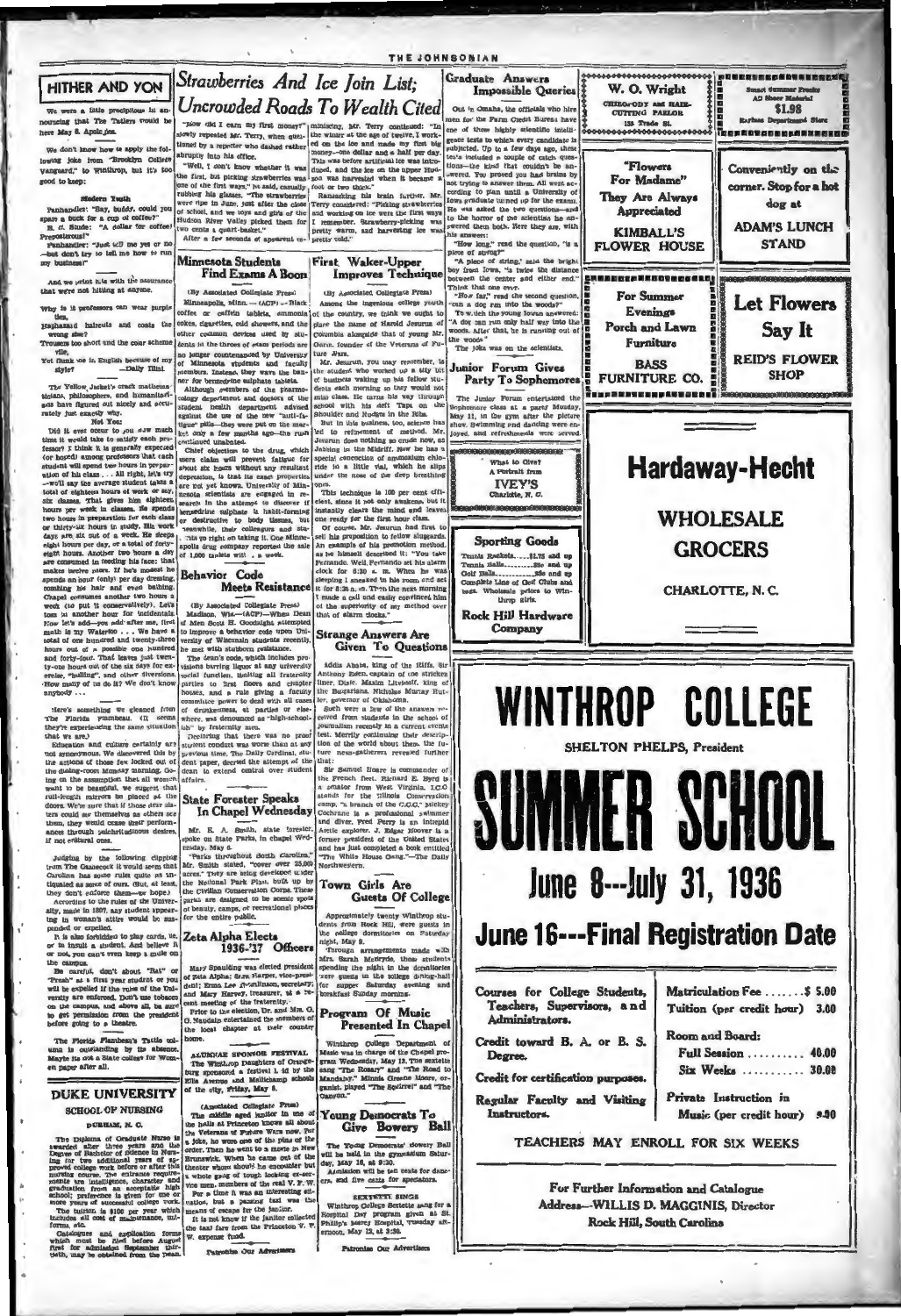## HITHER AND YON

We were a little precipitous in announcing that The Tatlers would be here May 8. Apologies.

We don't know how to apply the following joke from "Brooklyn College Vanguard" to Winthrop, but it's too good to keep:

**Modern Youth**

Panhandler: "Say, buddy, could you spare a buck for a cup of coffee?"
B. C. Stude: "A dollar for coffee! Preposterous!"
Panhandler: "Just tell me yes or no —but don't try to tell me how to run my business!"

And we print this with the assurance that we're not hitting at anyone.

Why is it professors can wear purple ties,
Haphazard haircuts and coats the wrong size?
Trousers too short and the color scheme vile,
Yet flunk me in English because of my style?
—Daily Illini

The Yellow Jacket's crack mathematicians, philosophers, and humanitarians have figured out nicely and accurately just exactly why.

**Not Yet**

Did it ever occur to you how much time it would take to satisfy each professor? I think it is generally expected (or hoped) among professors that each student will spend two hours in preparation of his class . . . All right, let's try —we'll say the average student takes a total of eighteen hours of work or say, six classes. That gives him eighteen hours per week in classes. He spends two hours in preparation for each class or thirty-six hours in study. Six work days are six out of a week. He sleeps eight hours per day, or a total of forty-eight hours. Another two hours a day are consumed in feeding his face; that makes twelve more. If he's modest he spends an hour (only) per day dressing, combing his hair and even bathing. Chapel consumes another two hours a week (to put it conservatively). Let's toss in another hour for incidentals. Now let's add—you add—after me, first math is my Waterloo . . . We have a total of one hundred and twenty-three hours out of a possible one hundred and forty-four. That leaves just twenty-one hours out of the six days for exercise, "balling", and other diversions. How many of us do it? We don't know anybody . . .

Here's something we gleaned from The Florida Flambeau. (It seems they're experiencing the same situation that we are.)

Education and culture certainly are not synonymous. We discovered this by the actions of those few locked out of the dining-room Monday morning. Going on the assumption that all women want to be beautiful, we suggest that full-length mirrors be placed at the doors. We're sure that if those dear sisters could see themselves as others see them, they would cease their performances through psychological desires, if not cultural ones.

Judging by the following clipping from The Gamecock it would seem that Carolina has some rules quite as antiquated as some of ours. (But, at least, they don't enforce them—we hope.)

According to the rules of the University, made in 1807, any student appearing in woman's attire would be suspended or expelled.

It is also forbidden to play cards, tie, or to insult a student. And believe it or not, you can't even keep a mule on the campus.

Be careful, don't shout "Rat" or "Freak" at a first year student or you will be expelled if the rules of the University are enforced. Don't use tobacco on the campus, and above all, be sure to get permission from the president before going to a theatre.

The Florida Flambeau's Tattle column is outstanding by its absence. Maybe its not a State college for Women paper after all.

## DUKE UNIVERSITY
### SCHOOL OF NURSING
DURHAM, N. C.

The Diploma of Graduate Nurse is awarded after three years and the Degree of Bachelor of Science in Nursing for two additional years of approved college work before or after the nursing course. The entrance requirements are intelligence, character and graduation from an acceptable high school; preference is given to those of one or more years of successful college work.

The tuition is $100 per year which includes all cost of maintenance, uniforms, etc.

Catalogues and application forms which must be filed before August first for admission September thirtieth, may be obtained from the Dean.

## Strawberries And Ice Join List; Uncrowded Roads To Wealth Cited

"How did I earn my first money?" slowly repeated Mr. Terry, when questioned by a reporter who dashed rather abruptly into his office.

"Well, I don't know whether it was the first, but picking strawberries was one of the first ways," he said, casually rubbing his glasses. "The strawberries were ripe in June, just after the close of school, and we boys and girls of the Hudson River Valley picked them for two cents a quart-basket."

After a few seconds of apparent reminiscing, Mr. Terry continued: "In the winter at the age of twelve, I worked on the ice and made my first big money—one dollar and a half per day. This was before artificial ice was introduced, and the ice on the upper Hudson was harvested when it became a foot or two thick."

Recalling his train further, Mr. Terry considered: "Picking strawberries and working on ice were the first ways I remember. Strawberry-picking was pretty warm, and harvesting ice was pretty cold."

## Minnesota Students Find Exams A Boon

(By Associated Collegiate Press)

Minneapolis, Minn. — (ACP) — Black coffee or caffein tablets, ammonia cokes, cigarettes, cold showers, and the other common devices used by students in the throes of exam periods are no longer countenanced by University of Minnesota students and faculty members. Instead, they wave the banner for benzedrine sulphate tablets.

Although members of the pharmacology department and doctors of the student health department advised against the use of the new "anti-fatigue" pills—they were put on the market only a few months ago—the rush continued unabated.

Chief objection to the drug, which users claim will prevent fatigue for about six hours without any resultant depression, is that its exact properties are not yet known. University of Minnesota scientists are engaged in research in the attempt to discover if benzedrine sulphate is habit-forming or destructive to body tissues, but meanwhile, their colleagues and students go right on taking it. One Minneapolis drug company reported the sale of 1,000 tablets with a week.

## Behavior Code Meets Resistance

(By Associated Collegiate Press)

Madison, Wis.—(ACP)—When Dean of Men Scott H. Goodnight attempted to improve a behavior code upon University of Wisconsin students recently, he met with stubborn resistance.

The dean's code, which includes provisions barring liquor at any university social function, limiting all fraternity parties to first floors and chapter houses, and a rule giving a faculty committee power to deal with all cases of drunkenness, at parties or elsewhere, was denounced as "high-school-ish" by fraternity men.

Declaring that there was no proof student conduct was worse than at any previous time, The Daily Cardinal, student paper, decried the attempt of the dean to extend control over student affairs.

## State Forester Speaks In Chapel Wednesday

Mr. H. A. Smith, state forester, spoke on State Parks, in chapel Wednesday, May 6.

"Parks throughout South Carolina," Mr. Smith stated, "cover over 25,000 acres." They are being developed under the National Park Plan, built up by the Civilian Conservation Corps. These parks are designed to be scenic spots of beauty, camps, or recreational places for the entire public.

## Zeta Alpha Elects 1936-'37 Officers

Mary Spaulding was elected president of Zeta Alpha; Sara Harper, vice-president; Erma Lee Hamilton, secretary; and Mary Harvey, treasurer, at a recent meeting of the fraternity.

Prior to the election, Dr. and Mrs. O. O. Naudain entertained the members of the local chapter at their country home.

**ALUMNAE SPONSOR FESTIVAL**

The Winthrop Daughters of Orangeburg sponsored a festival held by the Ellis Avenue and Mellichamp schools of the city, Friday, May 8.

(Associated Collegiate Press)

The middle aged janitor in one of the halls at Princeton knows all about the Veterans of Future Wars now. For a joke, he wore one of the pins of the order. Then he went to a movie in New Brunswick. When he came out of the theater whom should he encounter but a whole gang of tough looking ex-service men, members of the real V. F. W.

For a time it was an interesting situation, but a passing taxi was the means of escape for the janitor.

It is not know if the janitor collected the taxi fare from the Princeton V. F. W. expense fund.

Patronize Our Advertisers

## First Waker-Upper Improves Technique

(By Associated Collegiate Press)

Among the ingenious college youth of the country, we think we ought to place the name of Harold Jesurun of Columbia alongside that of young Mr. Gaun, founder of the Veterans of Future Wars.

Mr. Jesurun, you may remember, is the student who worked up a nifty bit of business waking up his fellow students each morning so they would not miss class. He turns his way through school with his deft Taps on the shoulder and nudges in the Ribs.

But in this business, too, science has led to refinement of method. Mr. Jesurun does nothing so crude now, as Jabbing in the Midriff. Now he has a special concoction of ammonium chloride in a little vial, which he slips under the nose of the deep breathing ones.

This technique is 100 per cent efficient, since it not only awakens, but it instantly clears the mind and leaves one ready for the first hour class.

Of course, Mr. Jesurun had first to sell his proposition to fellow sluggards. An example of his promotion method, as he himself described it: "You take Fernando. Well, Fernando set his alarm clock for 6:30 a. m. When he was sleeping I sneaked in his room and set it for 8:30 a. m. Then the next morning I made a call and easily convinced him of the superiority of my method over that of alarm clocks."

## Strange Answers Are Given To Questions

Addis Ababa, king of the Riffs, Sir Anthony Eden, captain of the stricken liner, Dixie. Maxim Litvinoff, king of the Bulgarians. Nicholas Murray Butler, governor of Oklahoma.

Such were a few of the answers received from students in the school of journalism recently in a current events test. Merrily continuing their description of the world about them, the future news-gatherers revealed further that:

Sir Samuel Hoare is commander of the French fleet. Richard E. Byrd is a senator from West Virginia. I.C.C. stands for the "Illinois Conservation camp, "a branch of the C.C.C." Mickey Cochrane is a professional swimmer and diver. Fred Perry is an intrepid Arctic explorer. J. Edgar Hoover is a former president of the United States and has just completed a book entitled "The White House Gang."—The Daily Northwestern.

## Town Girls Are Guests Of College

Approximately twenty Winthrop students from Rock Hill, were guests in the college dormitories on Saturday night, May 9.

Through arrangements made with Mrs. Sarah Marbryde, these students spending the night in the dormitories were guests in the college dining-hall for supper Saturday evening and breakfast Sunday morning.

## Program Of Music Presented In Chapel

Winthrop College Department of Music was in charge of the Chapel program Wednesday, May 13. The sextette sang "The Rosary" and "The Road to Mandalay." Minnie Greene Moore, organist, played "The Squirrel" and "The Canyon."

## Young Democrats To Give Bowery Ball

The Young Democrats' Bowery Ball will be held in the gymnasium Saturday, May 16, at 8:30.

Admission will be ten cents for dancers, and five cents for spectators.

**SEXTETTE SINGS**

Winthrop College Sextette sang for a Hospital Day program given at St. Philip's Mercy Hospital, Tuesday afternoon, May 12, at 3:30.

Patronize Our Advertisers

## Graduate Answers Impossible Queries

Out in Omaha, the officials who hire men for the Farm Credit Bureau have one of those highly scientific intelligence tests to which every candidate is subjected. Up to a few days ago, these tests included a couple of catch questions—the kind that couldn't be answered. You proved you had brains by not trying to answer them. All went according to plan until a University of Iowa graduate turned up for the exam. He was asked the two questions—and to the horror of the scientists he answered them both. Here they are, with his answers:

"How long," read the question, "is a piece of string?"

"A piece of string," said the bright boy from Iowa, "is twice the distance between the center and either end." Think that one over.

"How far," read the second question, "can a dog run into the woods?"

To which the young Iowan answered: "A dog can run only half way into the woods. After that, he is running out of the woods."

The joke was on the scientists.

## Junior Forum Gives Party To Sophomores

The Junior Forum entertained the Sophomore class at a party Monday, May 11, in the gym after the picture show. Swimming and dancing were enjoyed, and refreshments were served.

---

**W. O. Wright**
CHIROPODY AND HAIR-CUTTING PARLOR
133 Trade St.

---

**"Flowers For Madame"**
They Are Always Appreciated
**KIMBALL'S FLOWER HOUSE**

---

**For Summer Evenings**
Porch and Lawn Furniture
**BASS FURNITURE CO.**

---

What to Give?
A Portrait from
**IVEY'S**
Charlotte, N. C.

---

**Sporting Goods**
Tennis Rackets......$1.75 and up
Tennis Balls..............25c and up
Golf Balls....................25c and up
Complete Line of Golf Clubs and bags. Wholesale prices to Winthrop girls.
**Rock Hill Hardware Company**

---

Smart Summer Frocks
All Sheer Material
**$1.98**
Earless Department Store

---

**Conveniently on the corner. Stop for a hot dog at**
**ADAM'S LUNCH STAND**

---

**Let Flowers Say It**
**REID'S FLOWER SHOP**

---

# Hardaway-Hecht
**WHOLESALE GROCERS**
CHARLOTTE, N. C.

---

# WINTHROP COLLEGE
SHELTON PHELPS, President

# SUMMER SCHOOL
# June 8---July 31, 1936
## June 16---Final Registration Date

Courses for College Students, Teachers, Supervisors, and Administrators.

Credit toward B. A. or B. S. Degree.

Credit for certification purposes.

Regular Faculty and Visiting Instructors.

| | |
|---|---|
| Matriculation Fee | $ 5.00 |
| Tuition (per credit hour) | 3.00 |
| Room and Board: | |
| Full Session | 40.00 |
| Six Weeks | 30.00 |
| Private Instruction in Music (per credit hour) | 9.00 |

TEACHERS MAY ENROLL FOR SIX WEEKS

For Further Information and Catalogue
Address—WILLIS D. MAGGINIS, Director
Rock Hill, South Carolina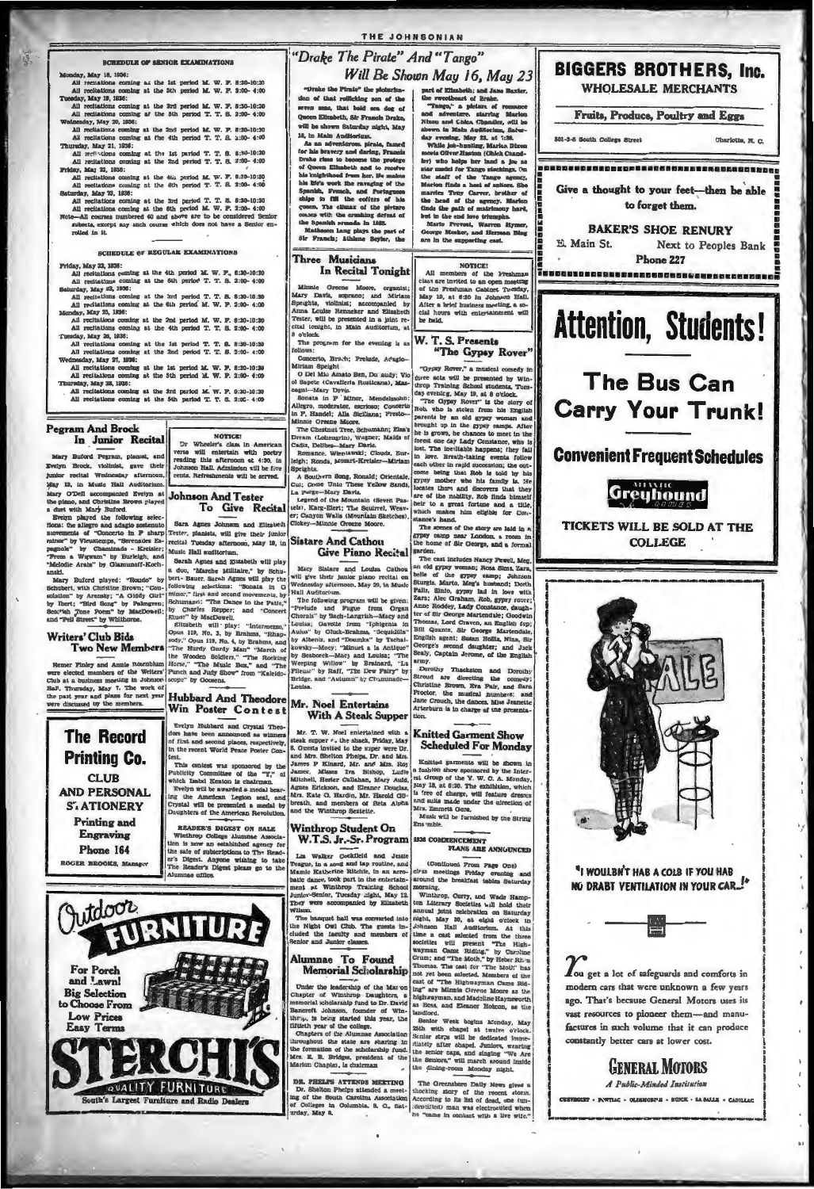## SCHEDULE OF SENIOR EXAMINATIONS

Monday, May 18, 1936:
All recitations coming at the 1st period M. W. F. 8:30-10:30
All recitations coming at the 5th period M. W. F. 2:00- 4:00

Tuesday, May 19, 1936:
All recitations coming at the 3rd period M. W. F. 8:30-10:30
All recitations coming at the 5th period T. T. S. 2:00- 4:00

Wednesday, May 20, 1936:
All recitations coming at the 2nd period M. W. F. 8:30-10:30
All recitations coming at the 4th period T. T. S. 2:00- 4:00

Thursday, May 21, 1936:
All recitations coming at the 1st period T. T. S. 8:30-10:30
All recitations coming at the 2nd period T. T. S. 2:00- 4:00

Friday, May 22, 1936:
All recitations coming at the 4th period M. W. F. 8:30-10:30
All recitations coming at the 6th period T. T. S. 2:00- 4:00

Saturday, May 23, 1936:
All recitations coming at the 3rd period T. T. S. 8:30-10:30
All recitations coming at the 6th period M. W. F. 2:00- 4:00

Note—All courses numbered 40 and above are to be considered Senior subjects, except any such course which does not have a Senior enrolled in it.

## SCHEDULE OF REGULAR EXAMINATIONS

Friday, May 22, 1936:
All recitations coming at the 4th period M. W. F. 8:30-10:30
All recitations coming at the 6th period T. T. S. 2:00- 4:00

Saturday, May 23, 1936:
All recitations coming at the 3rd period T. T. S. 8:30-10:30
All recitations coming at the 6th period M. W. F. 2:00- 4:00

Monday, May 25, 1936:
All recitations coming at the 2nd period M. W. F. 8:30-10:30
All recitations coming at the 4th period T. T. S. 2:00- 4:00

Tuesday, May 26, 1936:
All recitations coming at the 1st period T. T. S. 8:30-10:30
All recitations coming at the 2nd period T. T. S. 2:00- 4:00

Wednesday, May 27, 1936:
All recitations coming at the 1st period M. W. F. 8:30-10:30
All recitations coming at the 5th period M. W. F. 2:00- 4:00

Thursday, May 28, 1936:
All recitations coming at the 3rd period M. W. F. 8:30-10:30
All recitations coming at the 5th period T. T. S. 2:00- 4:00

## Pegram And Brock In Junior Recital

Mary Buford Pegram, pianist, and Evelyn Brock, violinist, gave their junior recital Wednesday afternoon, May 13, in Music Hall Auditorium. Mary O'Dell accompanied Evelyn at the piano, and Christine Brown played a duet with Mary Buford.

Evelyn played the following selections: the allegro and adagio sostenuto movements of "Concerto in F sharp minor" by Vieuxtemps, "Serenade Espagnole" by Chaminade - Kreisler; "From a Wigwam" by Burleigh, and "Melodie Arabe" by Glazounoff-Kochanski.

Mary Buford played: "Rondo" by Schubert, with Christine Brown; "Consolation" by Arensky; "A Giddy Girl" by Ibert; "Bird Song" by Palmgren; Scottish Tone Poem" by MacDowell; and "Fell Street" by Whithorne.

## NOTICE!

Dr Wheeler's class in American verse will entertain with poetry reading this afternoon at 4:30, in Johnson Hall. Admission will be five cents. Refreshments will be served.

## Johnson And Tester To Give Recital

Sara Agnes Johnson and Elizabeth Tester, pianists, will give their junior recital Tuesday afternoon, May 19, in Music Hall auditorium.

Sarah Agnes and Elizabeth will play a duo, "Marche Militaire," by Schubert - Bauer. Sarah Agnes will play the following selections: "Sonata in G minor," first and second movements, by Schumann; "The Dance in the Patio," by Charles Repper; and "Concert Etude" by MacDowell.

Elizabeth will play: "Intermezzo," Opus 119, No. 3, by Brahms, "Rhapsody," Opus 119, No. 4, by Brahms, and "The Hurdy Gurdy Man" "March of the Wooden Soldiers," "The Rocking Horse," "The Music Box," and "The Punch and Judy Show" from "Kaleidoscope" by Goossens.

## Writers' Club Bids Two New Members

Remer Finley and Annie Rosenblum were elected members of the Writers' Club at a business meeting in Johnson Hall, Thursday, May 7. The work of the past year and plans for next year were discussed by the members.

## Hubbard And Theodore Win Poster Contest

Evelyn Hubbard and Crystal Theodore have been announced as winners of first and second places, respectively, in the recent World Peace Poster Contest.

This contest was sponsored by the Publicity Committee of the "Y," of which Isabel Keaton is chairman.

Evelyn will be awarded a medal bearing the American Legion seal, and Crystal will be presented a medal by Daughters of the American Revolution.

## READER'S DIGEST ON SALE

Winthrop College Alumnae Association is now an established agency for the sale of subscriptions to The Reader's Digest. Anyone wishing to take The Reader's Digest please go to the Alumnae office.

---

**The Record Printing Co.**

**CLUB AND PERSONAL STATIONERY**

**Printing and Engraving**

Phone 164

ROGER BROOKS, Manager

---

**Outdoor FURNITURE**

For Porch and Lawn!

Big Selection to Choose From

Low Prices

Easy Terms

**STERCHI'S**

QUALITY FURNITURE

South's Largest Furniture and Radio Dealers

---

## "Drake The Pirate" And "Tango" Will Be Shown May 16, May 23

"Drake the Pirate" the picturization of that rollicking son of the seven seas, that bold sea dog of Queen Elizabeth, Sir Francis Drake, will be shown Saturday night, May 16, in Main Auditorium.

As an adventurous pirate, famed for his bravery and daring, Francis Drake rises to become the protege of Queen Elizabeth and to receive his knighthood from her. He makes his life's work the ravaging of the Spanish, French, and Portuguese ships to fill the coffers of his queen. The climax of the picture comes with the crushing defeat of the Spanish armada in 1588.

Matheson Lang plays the part of Sir Francis; Athlene Seyler, the part of Elizabeth; and Jane Baxter, the sweetheart of Drake.

"Tango," a picture of romance and adventure, starring Marian Nixon and Chick Chandler, will be shown in Main Auditorium, Saturday evening, May 23, at 7:30.

While job-hunting, Marian Nixon meets Oliver Huston (Chick Chandler) who helps her land a job as star model for Tango stockings. On the staff of the Tango agency, Marian finds a host of suitors. She marries Tony Carver, brother of the head of the agency. Marion finds the path of matrimony hard, but in the end love triumphs.

Marie Prevost, Warren Hymer, George Meeker, and Herman Bing are in the supporting cast.

## Three Musicians In Recital Tonight

Minnie Greene Moore, organist; Mary Davis, soprano; and Miriam Speights, violinist; accompanied by Anna Louise Renneker and Elizabeth Tester, will be presented in a joint recital tonight, in Main Auditorium, at 8 o'clock.

The program for the evening is as follows:

Concerto, Bruch; Prelude, Adagio—Miriam Speight

O Del Mio Amato Ben, Donaudy; Viol Sapete (Cavalleria Rusticana), Mascagni—Mary Davis.

Sonata in F Minor, Mendelssohn; Allegro, moderator, scerisso; Concerto in F, Handel; Alla Siciliana; Presto—Minnie Greene Moore.

The Chestnut Tree, Schumann; Elsa's Dream (Lohengrin), Wagner; Maids of Cadiz, Delibes—Mary Davis.

Romance, Wieniawski; Clouds, Burleigh; Rondo, Mozart-Kreisler—Miriam Speights.

A Southern Song, Ronald; Orientale, Cui; Come Unto These Yellow Sands, La Forge—Mary Davis.

Legend of the Mountain (Seven Pastels), Karg-Elert; The Squirrel, Weaver; Canyon Walls (Mountain Sketches), Clokey—Minnie Greene Moore.

## Sistare And Cathou Give Piano Recital

Macy Sistare and Louisa Cathou will give their junior piano recital on Wednesday afternoon, May 20, in Music Hall Auditorium.

The following program will be given: "Prelude and Fugue from Organ Chorale" by Bach-Langrish—Macy and Louisa; Gavotte from "Iphigenia in Aulis" by Gluck-Brahms, "Sequidilla" by Albeniz, and "Doumka" by Tschaikowsky—Macy; "Minuet a la Antique" by Seaborck—Macy and Louisa; "The Weeping Willow" by Brainerd, "La Fileuse" by Raff, "The Dew Fairy" by Bridge, and "Autumn" by Chaminade—Louisa.

## Mr. Noel Entertains With A Steak Supper

Mr. T. W. Noel entertained with a steak supper at the shack, Friday, May 8. Guests invited to the supper were Dr. and Mrs. Shelton Phelps, Dr. and Mrs. James P. Kinard, Mr. and Mrs. Roy Jamer, Misses Iva Bishop, Ludie Mitchell, Hester Callahan, Mary Auld, Agnes Erickson, and Eleanor Douglas, Mrs. Kate G. Hardin, Mr. Harold Gilbreath, and members of Beta Alpha and the Winthrop Sextette.

## Winthrop Student On W.T.S. Jr.-Sr. Program

Lia Walker Cockfield and Jessie Teague, in a song and tap routine, and Mamie Katherine Ritchie, in an acrobatic dance, took part in the entertainment at Winthrop Training School Junior-Senior, Tuesday night, May 12. They were accompanied by Elizabeth Wilson.

The banquet hall was converted into the Night Owl Club. The guests included the faculty and members of Senior and Junior classes.

## Alumnae To Found Memorial Scholarship

Under the leadership of the Marion Chapter of Winthrop Daughters, a memorial scholarship fund to Dr. David Bancroft Johnson, founder of Winthrop, is being started this year, the fiftieth year of the college.

Chapters of the Alumnae Association throughout the state are sharing in the formation of the scholarship fund. Mrs. E. B. Bridges, president of the Marion Chapter, is chairman.

## DR. PHELPS ATTENDS MEETING

Dr. Shelton Phelps attended a meeting of the South Carolina Association of Colleges in Columbia, S. C., Saturday, May 9.

## NOTICE!

All members of the Freshman class are invited to an open meeting of the Freshman Cabinet Tuesday, May 19, at 6:30 in Johnson Hall. After a brief business meeting, a social hour with entertainment will be held.

## W. T. S. Presents "The Gypsy Rover"

"Gypsy Rover," a musical comedy in three acts will be presented by Winthrop Training School students, Tuesday evening, May 19, at 8 o'clock.

"The Gypsy Rover" is the story of Rob, who is stolen from his English parents by an old gypsy woman and brought up in the gypsy camps. After he is grown, he chances to meet in the forest one day Lady Constance, who is lost. The inevitable happens; they fall in love. Breath-taking events follow each other in rapid succession; the outcome being that Rob is told by his gypsy mother who his family is. He locates them and discovers that they are of the nobility. Rob finds himself heir to a great fortune and a title, which makes him eligible for Constance's hand.

The scenes of the story are laid in a gypsy camp near London, a room in the home of Sir George, and a formal garden.

The cast includes Nancy Fewell, Meg, an old gypsy woman; Rosa Bina, Zara, belle of the gypsy camp; Johnson Sturgis, Marto, Meg's husband; Dorth Falls, Sinfo, gypsy lad in love with Zara; Alec Graham, Rob, gypsy rover; Anne Roddey, Lady Constance, daughter of Sir George Martendale; Goodwin Thomas, Lord Craven, an English fop; Bill Guentz, Sir George Martendale, English agent; Susan Hollis, Nina, Sir George's second daughter; and Jack Sealy, Captain Jerome, of the English army.

Dorothy Thackston and Dorothy Stroud are directing the comedy; Christine Brown, Eva Fair, and Sara Proctor, the musical numbers; and Jane Crouch, the dances. Miss Jeanette Arterburn is in charge of the presentation.

## Knitted Garment Show Scheduled For Monday

Knitted garments will be shown in a fashion show sponsored by the Interest Group of the Y. W. C. A. Monday, May 18, at 6:30. The exhibition, which is free of charge, will feature dresses and suits made under the direction of Mrs. Emmett Gore.

Music will be furnished by the String Ensemble.

## 1936 COMMENCEMENT PLANS ARE ANNOUNCED

(Continued From Page One)

class meetings Friday evening and around the breakfast tables Saturday morning.

Winthrop, Curry, and Wade Hampton Literary Societies will hold their annual joint celebration on Saturday night, May 30, at eight o'clock in Johnson Hall Auditorium. At this time a cast selected from the three societies will present "The Highwayman Came Riding," by Caroline Crum; and "The Moth," by Heber Rhea Thomas. The cast for "The Moth" has not yet been selected. Members of the cast of "The Highwayman Came Riding" are Minnie Greene Moore as the highwayman, and Madeline Haynsworth as Bess, and Eleanor Hobson, as the landlord.

Senior Week begins Monday, May 25th with chapel at twelve o'clock. Senior steps will be dedicated immediately after chapel. Juniors, wearing the senior caps, and singing "We Are the Seniors," will march around inside the dining-room Monday night.

The Greensboro Daily News gives a shocking story of the recent storm. According to its list of dead, one (unidentified) man was electrocuted when he "came in contact with a live wife."

---

**BIGGERS BROTHERS, Inc.**

**WHOLESALE MERCHANTS**

Fruits, Produce, Poultry and Eggs

501-3-5 South College Street — Charlotte, N. C.

---

Give a thought to your feet—then be able to forget them.

**BAKER'S SHOE RENURY**

E. Main St. — Next to Peoples Bank

Phone 227

---

# Attention, Students!

**The Bus Can Carry Your Trunk!**

**Convenient Frequent Schedules**

ATLANTIC Greyhound LINES

TICKETS WILL BE SOLD AT THE COLLEGE

---

"I WOULDN'T HAB A COLD IF YOU HAD NO DRABT VENTILATION IN YOUR CAR!"

You get a lot of safeguards and comforts in modern cars that were unknown a few years ago. That's because General Motors uses its vast resources to pioneer them—and manufactures in such volume that it can produce constantly better cars at lower cost.

**GENERAL MOTORS**

*A Public-Minded Institution*

CHEVROLET · PONTIAC · OLDSMOBILE · BUICK · LA SALLE · CADILLAC